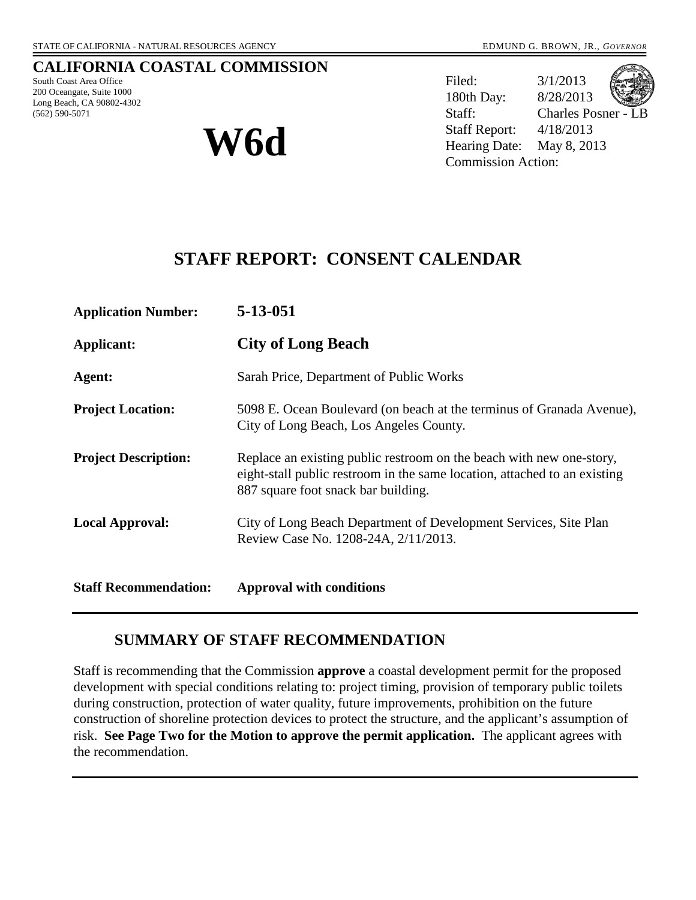STATE OF CALIFORNIA - NATURAL RESOURCES AGENCY EDMUND G. BROWN, JR., *GOVERNOR*

# CALIFORNIA COASTAL COMMISSION

South Coast Area Office
200 Oceangate, Suite 1000
Long Beach, CA 90802-4302
(562) 590-5071

# W6d

Filed: 3/1/2013
180th Day: 8/28/2013
Staff: Charles Posner - LB
Staff Report: 4/18/2013
Hearing Date: May 8, 2013
Commission Action:

## STAFF REPORT: CONSENT CALENDAR

| | |
|---|---|
| **Application Number:** | **5-13-051** |
| **Applicant:** | **City of Long Beach** |
| **Agent:** | Sarah Price, Department of Public Works |
| **Project Location:** | 5098 E. Ocean Boulevard (on beach at the terminus of Granada Avenue), City of Long Beach, Los Angeles County. |
| **Project Description:** | Replace an existing public restroom on the beach with new one-story, eight-stall public restroom in the same location, attached to an existing 887 square foot snack bar building. |
| **Local Approval:** | City of Long Beach Department of Development Services, Site Plan Review Case No. 1208-24A, 2/11/2013. |
| **Staff Recommendation:** | **Approval with conditions** |

## SUMMARY OF STAFF RECOMMENDATION

Staff is recommending that the Commission **approve** a coastal development permit for the proposed development with special conditions relating to: project timing, provision of temporary public toilets during construction, protection of water quality, future improvements, prohibition on the future construction of shoreline protection devices to protect the structure, and the applicant's assumption of risk. **See Page Two for the Motion to approve the permit application.** The applicant agrees with the recommendation.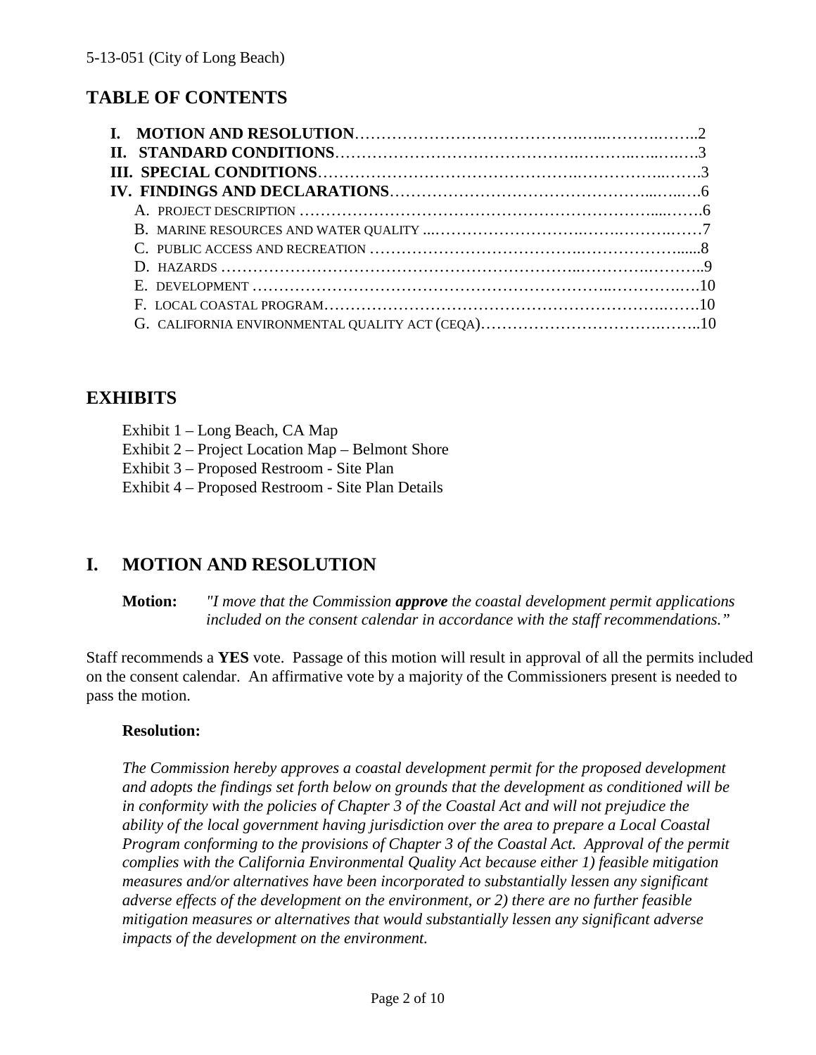## TABLE OF CONTENTS

**I. MOTION AND RESOLUTION**……………………………………………………..2
**II. STANDARD CONDITIONS**…………………………………………………….3
**III. SPECIAL CONDITIONS**……………………………………………………..3
**IV. FINDINGS AND DECLARATIONS**…………………………………………….6
- A. PROJECT DESCRIPTION ……………………………………………………….6
- B. MARINE RESOURCES AND WATER QUALITY ………………………………….7
- C. PUBLIC ACCESS AND RECREATION ……………………………………………8
- D. HAZARDS ……………………………………………………………………..9
- E. DEVELOPMENT ………………………………………………………………10
- F. LOCAL COASTAL PROGRAM…………………………………………………10
- G. CALIFORNIA ENVIRONMENTAL QUALITY ACT (CEQA)……………………….10

## EXHIBITS

Exhibit 1 – Long Beach, CA Map
Exhibit 2 – Project Location Map – Belmont Shore
Exhibit 3 – Proposed Restroom - Site Plan
Exhibit 4 – Proposed Restroom - Site Plan Details

## I. MOTION AND RESOLUTION

**Motion:** *"I move that the Commission **approve** the coastal development permit applications included on the consent calendar in accordance with the staff recommendations."*

Staff recommends a **YES** vote. Passage of this motion will result in approval of all the permits included on the consent calendar. An affirmative vote by a majority of the Commissioners present is needed to pass the motion.

**Resolution:**

*The Commission hereby approves a coastal development permit for the proposed development and adopts the findings set forth below on grounds that the development as conditioned will be in conformity with the policies of Chapter 3 of the Coastal Act and will not prejudice the ability of the local government having jurisdiction over the area to prepare a Local Coastal Program conforming to the provisions of Chapter 3 of the Coastal Act. Approval of the permit complies with the California Environmental Quality Act because either 1) feasible mitigation measures and/or alternatives have been incorporated to substantially lessen any significant adverse effects of the development on the environment, or 2) there are no further feasible mitigation measures or alternatives that would substantially lessen any significant adverse impacts of the development on the environment.*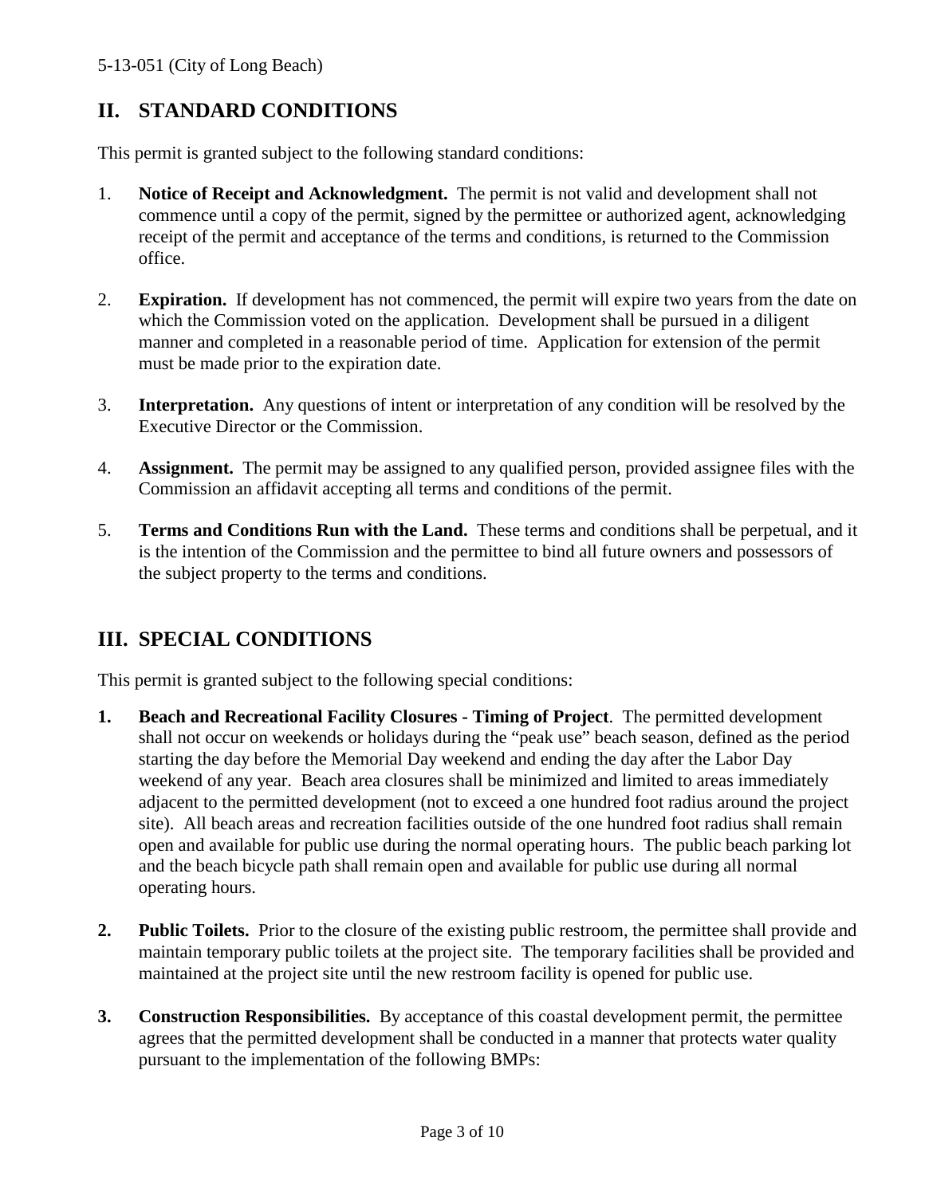## II. STANDARD CONDITIONS

This permit is granted subject to the following standard conditions:

1. **Notice of Receipt and Acknowledgment.** The permit is not valid and development shall not commence until a copy of the permit, signed by the permittee or authorized agent, acknowledging receipt of the permit and acceptance of the terms and conditions, is returned to the Commission office.

2. **Expiration.** If development has not commenced, the permit will expire two years from the date on which the Commission voted on the application. Development shall be pursued in a diligent manner and completed in a reasonable period of time. Application for extension of the permit must be made prior to the expiration date.

3. **Interpretation.** Any questions of intent or interpretation of any condition will be resolved by the Executive Director or the Commission.

4. **Assignment.** The permit may be assigned to any qualified person, provided assignee files with the Commission an affidavit accepting all terms and conditions of the permit.

5. **Terms and Conditions Run with the Land.** These terms and conditions shall be perpetual, and it is the intention of the Commission and the permittee to bind all future owners and possessors of the subject property to the terms and conditions.

## III. SPECIAL CONDITIONS

This permit is granted subject to the following special conditions:

**1.** **Beach and Recreational Facility Closures - Timing of Project**. The permitted development shall not occur on weekends or holidays during the "peak use" beach season, defined as the period starting the day before the Memorial Day weekend and ending the day after the Labor Day weekend of any year. Beach area closures shall be minimized and limited to areas immediately adjacent to the permitted development (not to exceed a one hundred foot radius around the project site). All beach areas and recreation facilities outside of the one hundred foot radius shall remain open and available for public use during the normal operating hours. The public beach parking lot and the beach bicycle path shall remain open and available for public use during all normal operating hours.

**2.** **Public Toilets.** Prior to the closure of the existing public restroom, the permittee shall provide and maintain temporary public toilets at the project site. The temporary facilities shall be provided and maintained at the project site until the new restroom facility is opened for public use.

**3.** **Construction Responsibilities.** By acceptance of this coastal development permit, the permittee agrees that the permitted development shall be conducted in a manner that protects water quality pursuant to the implementation of the following BMPs: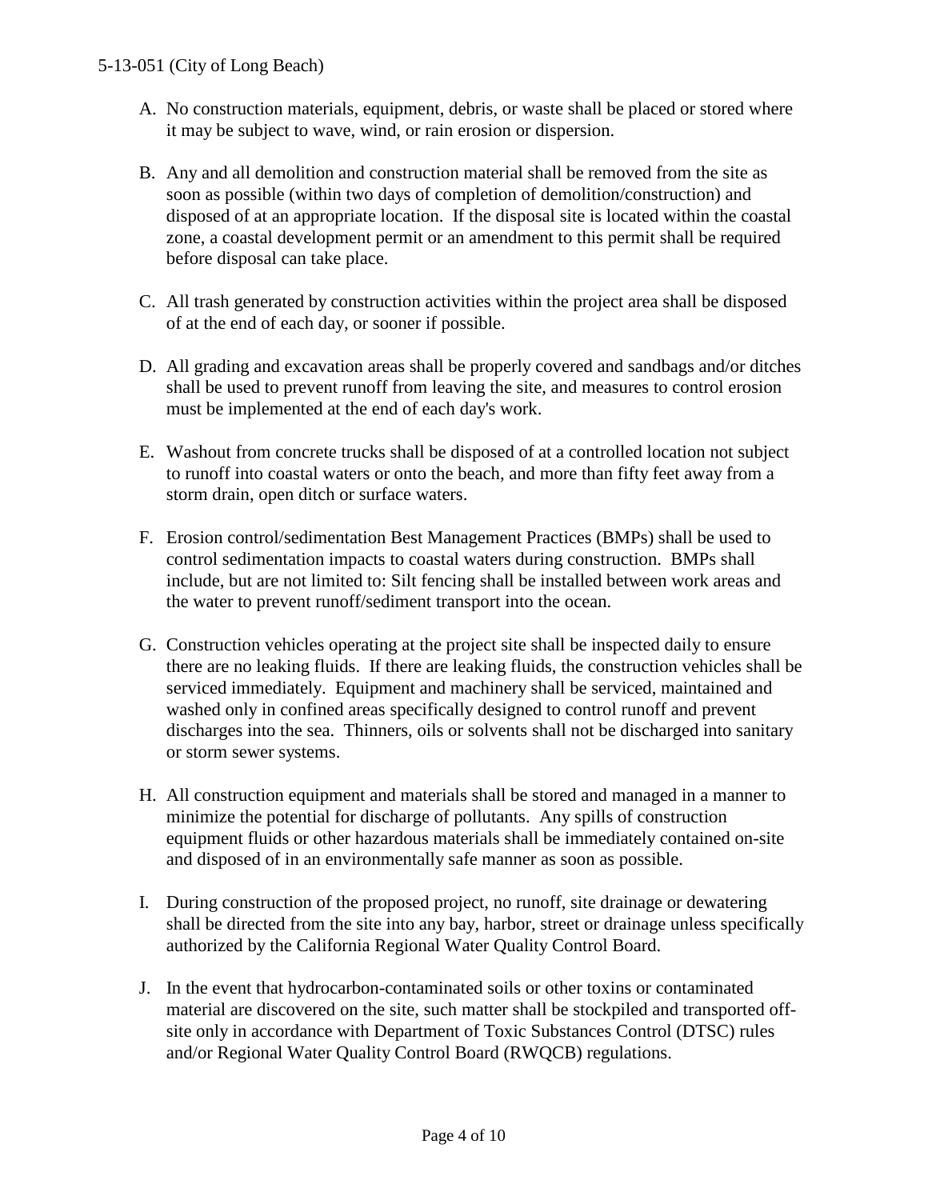A. No construction materials, equipment, debris, or waste shall be placed or stored where it may be subject to wave, wind, or rain erosion or dispersion.

B. Any and all demolition and construction material shall be removed from the site as soon as possible (within two days of completion of demolition/construction) and disposed of at an appropriate location. If the disposal site is located within the coastal zone, a coastal development permit or an amendment to this permit shall be required before disposal can take place.

C. All trash generated by construction activities within the project area shall be disposed of at the end of each day, or sooner if possible.

D. All grading and excavation areas shall be properly covered and sandbags and/or ditches shall be used to prevent runoff from leaving the site, and measures to control erosion must be implemented at the end of each day's work.

E. Washout from concrete trucks shall be disposed of at a controlled location not subject to runoff into coastal waters or onto the beach, and more than fifty feet away from a storm drain, open ditch or surface waters.

F. Erosion control/sedimentation Best Management Practices (BMPs) shall be used to control sedimentation impacts to coastal waters during construction. BMPs shall include, but are not limited to: Silt fencing shall be installed between work areas and the water to prevent runoff/sediment transport into the ocean.

G. Construction vehicles operating at the project site shall be inspected daily to ensure there are no leaking fluids. If there are leaking fluids, the construction vehicles shall be serviced immediately. Equipment and machinery shall be serviced, maintained and washed only in confined areas specifically designed to control runoff and prevent discharges into the sea. Thinners, oils or solvents shall not be discharged into sanitary or storm sewer systems.

H. All construction equipment and materials shall be stored and managed in a manner to minimize the potential for discharge of pollutants. Any spills of construction equipment fluids or other hazardous materials shall be immediately contained on-site and disposed of in an environmentally safe manner as soon as possible.

I. During construction of the proposed project, no runoff, site drainage or dewatering shall be directed from the site into any bay, harbor, street or drainage unless specifically authorized by the California Regional Water Quality Control Board.

J. In the event that hydrocarbon-contaminated soils or other toxins or contaminated material are discovered on the site, such matter shall be stockpiled and transported off-site only in accordance with Department of Toxic Substances Control (DTSC) rules and/or Regional Water Quality Control Board (RWQCB) regulations.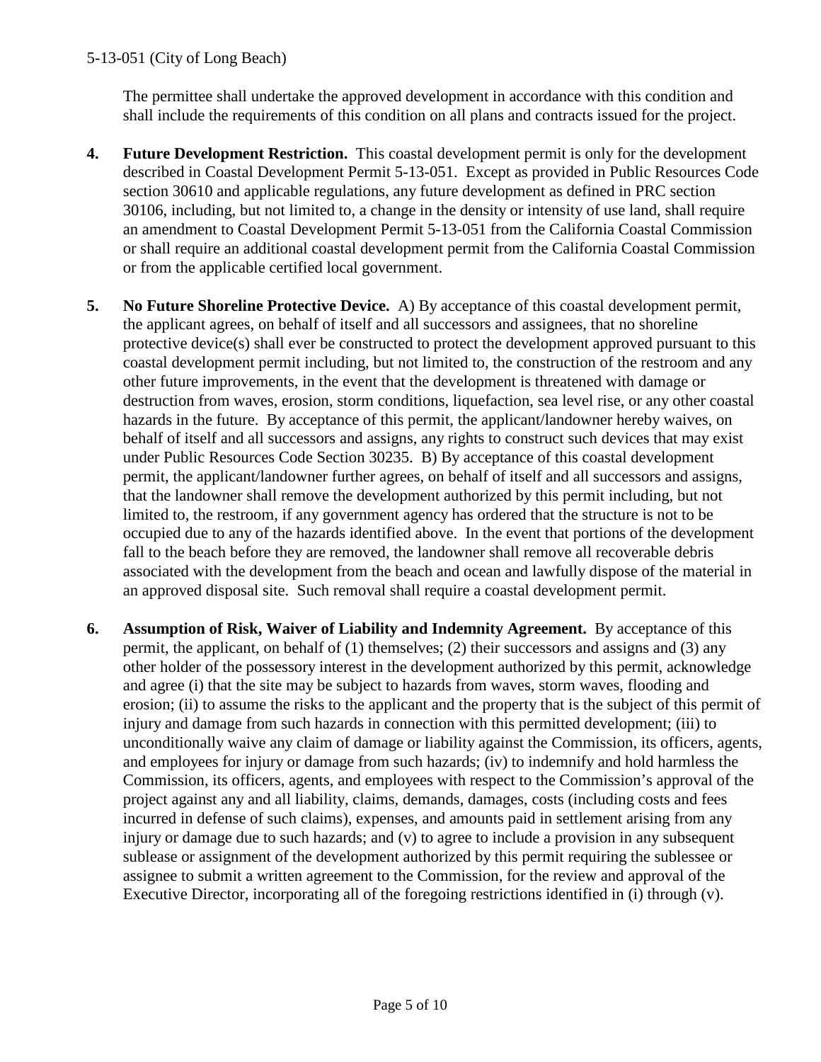The permittee shall undertake the approved development in accordance with this condition and shall include the requirements of this condition on all plans and contracts issued for the project.

4. **Future Development Restriction.** This coastal development permit is only for the development described in Coastal Development Permit 5-13-051. Except as provided in Public Resources Code section 30610 and applicable regulations, any future development as defined in PRC section 30106, including, but not limited to, a change in the density or intensity of use land, shall require an amendment to Coastal Development Permit 5-13-051 from the California Coastal Commission or shall require an additional coastal development permit from the California Coastal Commission or from the applicable certified local government.

5. **No Future Shoreline Protective Device.** A) By acceptance of this coastal development permit, the applicant agrees, on behalf of itself and all successors and assignees, that no shoreline protective device(s) shall ever be constructed to protect the development approved pursuant to this coastal development permit including, but not limited to, the construction of the restroom and any other future improvements, in the event that the development is threatened with damage or destruction from waves, erosion, storm conditions, liquefaction, sea level rise, or any other coastal hazards in the future. By acceptance of this permit, the applicant/landowner hereby waives, on behalf of itself and all successors and assigns, any rights to construct such devices that may exist under Public Resources Code Section 30235. B) By acceptance of this coastal development permit, the applicant/landowner further agrees, on behalf of itself and all successors and assigns, that the landowner shall remove the development authorized by this permit including, but not limited to, the restroom, if any government agency has ordered that the structure is not to be occupied due to any of the hazards identified above. In the event that portions of the development fall to the beach before they are removed, the landowner shall remove all recoverable debris associated with the development from the beach and ocean and lawfully dispose of the material in an approved disposal site. Such removal shall require a coastal development permit.

6. **Assumption of Risk, Waiver of Liability and Indemnity Agreement.** By acceptance of this permit, the applicant, on behalf of (1) themselves; (2) their successors and assigns and (3) any other holder of the possessory interest in the development authorized by this permit, acknowledge and agree (i) that the site may be subject to hazards from waves, storm waves, flooding and erosion; (ii) to assume the risks to the applicant and the property that is the subject of this permit of injury and damage from such hazards in connection with this permitted development; (iii) to unconditionally waive any claim of damage or liability against the Commission, its officers, agents, and employees for injury or damage from such hazards; (iv) to indemnify and hold harmless the Commission, its officers, agents, and employees with respect to the Commission's approval of the project against any and all liability, claims, demands, damages, costs (including costs and fees incurred in defense of such claims), expenses, and amounts paid in settlement arising from any injury or damage due to such hazards; and (v) to agree to include a provision in any subsequent sublease or assignment of the development authorized by this permit requiring the sublessee or assignee to submit a written agreement to the Commission, for the review and approval of the Executive Director, incorporating all of the foregoing restrictions identified in (i) through (v).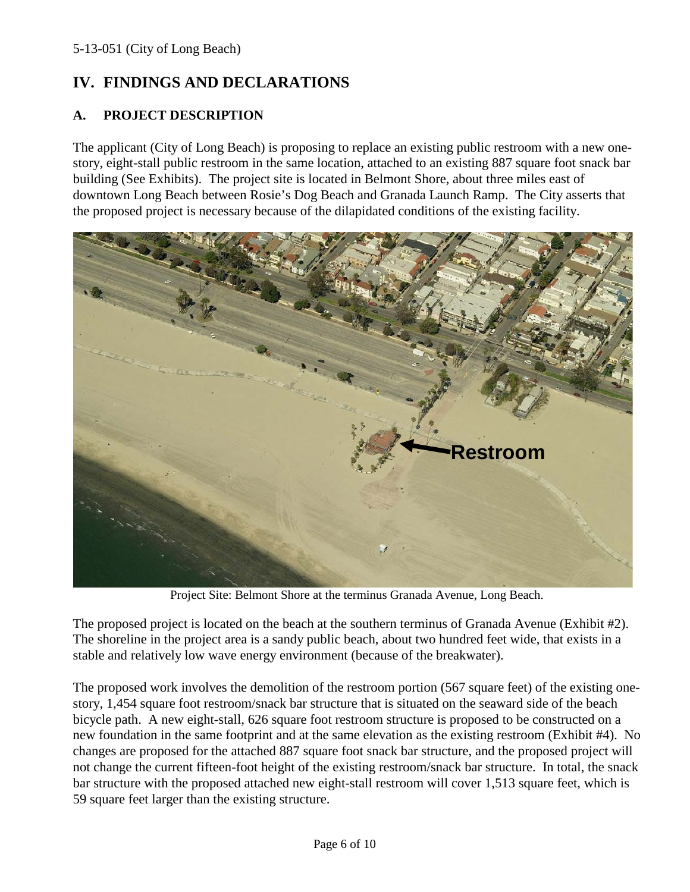## IV. FINDINGS AND DECLARATIONS

### A. PROJECT DESCRIPTION

The applicant (City of Long Beach) is proposing to replace an existing public restroom with a new one-story, eight-stall public restroom in the same location, attached to an existing 887 square foot snack bar building (See Exhibits). The project site is located in Belmont Shore, about three miles east of downtown Long Beach between Rosie's Dog Beach and Granada Launch Ramp. The City asserts that the proposed project is necessary because of the dilapidated conditions of the existing facility.

Restroom

Project Site: Belmont Shore at the terminus Granada Avenue, Long Beach.

The proposed project is located on the beach at the southern terminus of Granada Avenue (Exhibit #2). The shoreline in the project area is a sandy public beach, about two hundred feet wide, that exists in a stable and relatively low wave energy environment (because of the breakwater).

The proposed work involves the demolition of the restroom portion (567 square feet) of the existing one-story, 1,454 square foot restroom/snack bar structure that is situated on the seaward side of the beach bicycle path. A new eight-stall, 626 square foot restroom structure is proposed to be constructed on a new foundation in the same footprint and at the same elevation as the existing restroom (Exhibit #4). No changes are proposed for the attached 887 square foot snack bar structure, and the proposed project will not change the current fifteen-foot height of the existing restroom/snack bar structure. In total, the snack bar structure with the proposed attached new eight-stall restroom will cover 1,513 square feet, which is 59 square feet larger than the existing structure.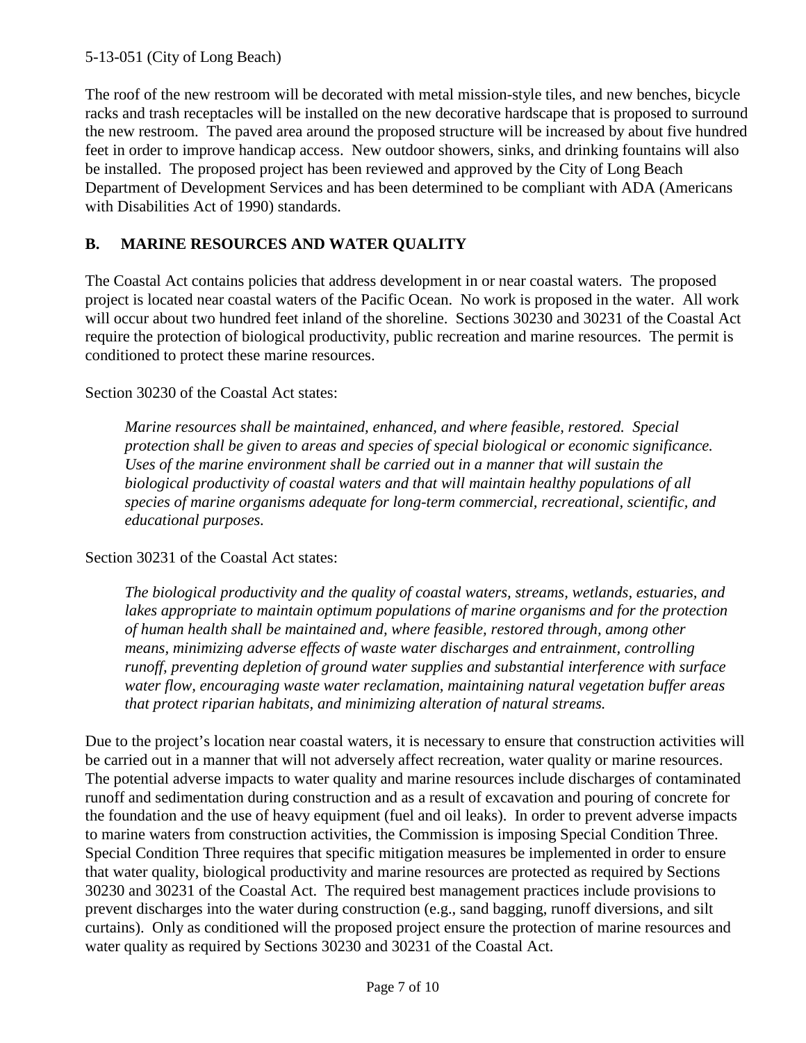The roof of the new restroom will be decorated with metal mission-style tiles, and new benches, bicycle racks and trash receptacles will be installed on the new decorative hardscape that is proposed to surround the new restroom. The paved area around the proposed structure will be increased by about five hundred feet in order to improve handicap access. New outdoor showers, sinks, and drinking fountains will also be installed. The proposed project has been reviewed and approved by the City of Long Beach Department of Development Services and has been determined to be compliant with ADA (Americans with Disabilities Act of 1990) standards.

## B. MARINE RESOURCES AND WATER QUALITY

The Coastal Act contains policies that address development in or near coastal waters. The proposed project is located near coastal waters of the Pacific Ocean. No work is proposed in the water. All work will occur about two hundred feet inland of the shoreline. Sections 30230 and 30231 of the Coastal Act require the protection of biological productivity, public recreation and marine resources. The permit is conditioned to protect these marine resources.

Section 30230 of the Coastal Act states:

> *Marine resources shall be maintained, enhanced, and where feasible, restored. Special protection shall be given to areas and species of special biological or economic significance. Uses of the marine environment shall be carried out in a manner that will sustain the biological productivity of coastal waters and that will maintain healthy populations of all species of marine organisms adequate for long-term commercial, recreational, scientific, and educational purposes.*

Section 30231 of the Coastal Act states:

> *The biological productivity and the quality of coastal waters, streams, wetlands, estuaries, and lakes appropriate to maintain optimum populations of marine organisms and for the protection of human health shall be maintained and, where feasible, restored through, among other means, minimizing adverse effects of waste water discharges and entrainment, controlling runoff, preventing depletion of ground water supplies and substantial interference with surface water flow, encouraging waste water reclamation, maintaining natural vegetation buffer areas that protect riparian habitats, and minimizing alteration of natural streams.*

Due to the project's location near coastal waters, it is necessary to ensure that construction activities will be carried out in a manner that will not adversely affect recreation, water quality or marine resources. The potential adverse impacts to water quality and marine resources include discharges of contaminated runoff and sedimentation during construction and as a result of excavation and pouring of concrete for the foundation and the use of heavy equipment (fuel and oil leaks). In order to prevent adverse impacts to marine waters from construction activities, the Commission is imposing Special Condition Three. Special Condition Three requires that specific mitigation measures be implemented in order to ensure that water quality, biological productivity and marine resources are protected as required by Sections 30230 and 30231 of the Coastal Act. The required best management practices include provisions to prevent discharges into the water during construction (e.g., sand bagging, runoff diversions, and silt curtains). Only as conditioned will the proposed project ensure the protection of marine resources and water quality as required by Sections 30230 and 30231 of the Coastal Act.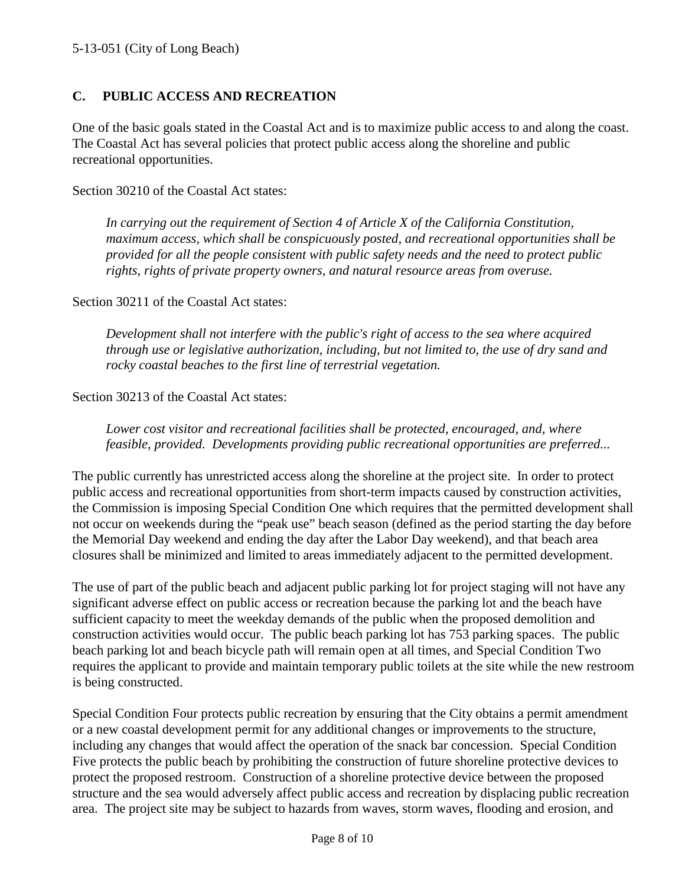## C. PUBLIC ACCESS AND RECREATION

One of the basic goals stated in the Coastal Act and is to maximize public access to and along the coast. The Coastal Act has several policies that protect public access along the shoreline and public recreational opportunities.

Section 30210 of the Coastal Act states:

> *In carrying out the requirement of Section 4 of Article X of the California Constitution, maximum access, which shall be conspicuously posted, and recreational opportunities shall be provided for all the people consistent with public safety needs and the need to protect public rights, rights of private property owners, and natural resource areas from overuse.*

Section 30211 of the Coastal Act states:

> *Development shall not interfere with the public's right of access to the sea where acquired through use or legislative authorization, including, but not limited to, the use of dry sand and rocky coastal beaches to the first line of terrestrial vegetation.*

Section 30213 of the Coastal Act states:

> *Lower cost visitor and recreational facilities shall be protected, encouraged, and, where feasible, provided. Developments providing public recreational opportunities are preferred...*

The public currently has unrestricted access along the shoreline at the project site. In order to protect public access and recreational opportunities from short-term impacts caused by construction activities, the Commission is imposing Special Condition One which requires that the permitted development shall not occur on weekends during the "peak use" beach season (defined as the period starting the day before the Memorial Day weekend and ending the day after the Labor Day weekend), and that beach area closures shall be minimized and limited to areas immediately adjacent to the permitted development.

The use of part of the public beach and adjacent public parking lot for project staging will not have any significant adverse effect on public access or recreation because the parking lot and the beach have sufficient capacity to meet the weekday demands of the public when the proposed demolition and construction activities would occur. The public beach parking lot has 753 parking spaces. The public beach parking lot and beach bicycle path will remain open at all times, and Special Condition Two requires the applicant to provide and maintain temporary public toilets at the site while the new restroom is being constructed.

Special Condition Four protects public recreation by ensuring that the City obtains a permit amendment or a new coastal development permit for any additional changes or improvements to the structure, including any changes that would affect the operation of the snack bar concession. Special Condition Five protects the public beach by prohibiting the construction of future shoreline protective devices to protect the proposed restroom. Construction of a shoreline protective device between the proposed structure and the sea would adversely affect public access and recreation by displacing public recreation area. The project site may be subject to hazards from waves, storm waves, flooding and erosion, and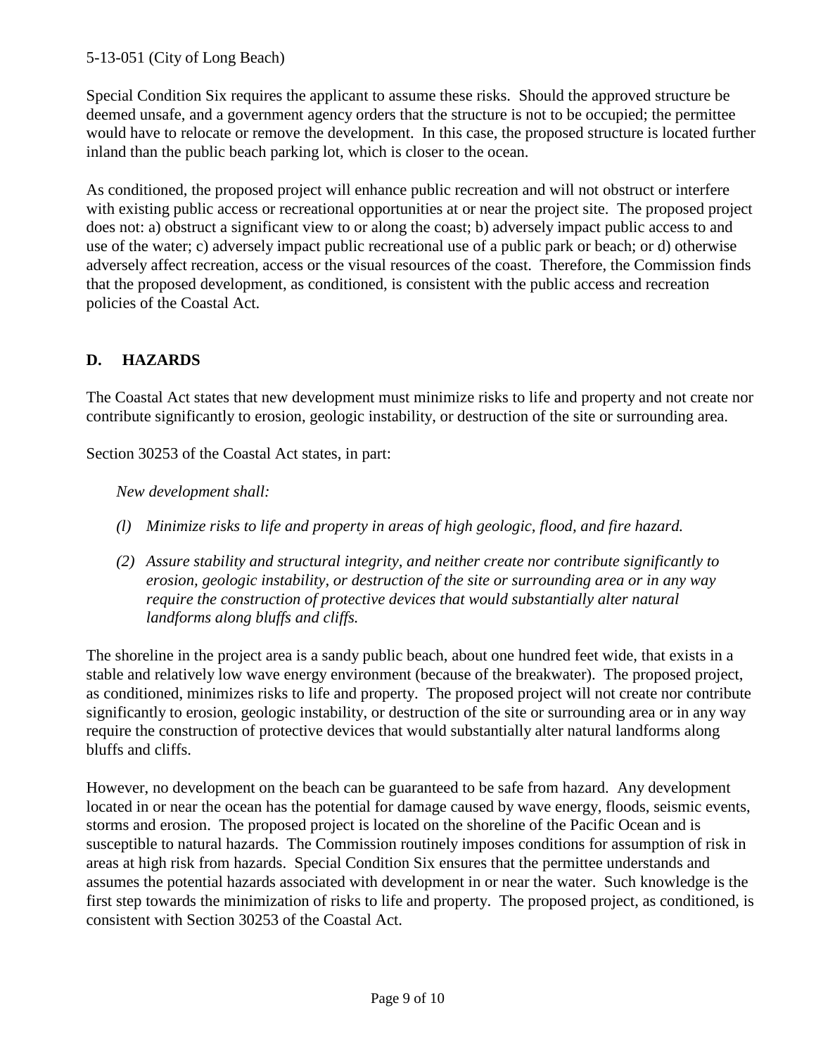Special Condition Six requires the applicant to assume these risks. Should the approved structure be deemed unsafe, and a government agency orders that the structure is not to be occupied; the permittee would have to relocate or remove the development. In this case, the proposed structure is located further inland than the public beach parking lot, which is closer to the ocean.

As conditioned, the proposed project will enhance public recreation and will not obstruct or interfere with existing public access or recreational opportunities at or near the project site. The proposed project does not: a) obstruct a significant view to or along the coast; b) adversely impact public access to and use of the water; c) adversely impact public recreational use of a public park or beach; or d) otherwise adversely affect recreation, access or the visual resources of the coast. Therefore, the Commission finds that the proposed development, as conditioned, is consistent with the public access and recreation policies of the Coastal Act.

## D. HAZARDS

The Coastal Act states that new development must minimize risks to life and property and not create nor contribute significantly to erosion, geologic instability, or destruction of the site or surrounding area.

Section 30253 of the Coastal Act states, in part:

> *New development shall:*
>
> *(l) Minimize risks to life and property in areas of high geologic, flood, and fire hazard.*
>
> *(2) Assure stability and structural integrity, and neither create nor contribute significantly to erosion, geologic instability, or destruction of the site or surrounding area or in any way require the construction of protective devices that would substantially alter natural landforms along bluffs and cliffs.*

The shoreline in the project area is a sandy public beach, about one hundred feet wide, that exists in a stable and relatively low wave energy environment (because of the breakwater). The proposed project, as conditioned, minimizes risks to life and property. The proposed project will not create nor contribute significantly to erosion, geologic instability, or destruction of the site or surrounding area or in any way require the construction of protective devices that would substantially alter natural landforms along bluffs and cliffs.

However, no development on the beach can be guaranteed to be safe from hazard. Any development located in or near the ocean has the potential for damage caused by wave energy, floods, seismic events, storms and erosion. The proposed project is located on the shoreline of the Pacific Ocean and is susceptible to natural hazards. The Commission routinely imposes conditions for assumption of risk in areas at high risk from hazards. Special Condition Six ensures that the permittee understands and assumes the potential hazards associated with development in or near the water. Such knowledge is the first step towards the minimization of risks to life and property. The proposed project, as conditioned, is consistent with Section 30253 of the Coastal Act.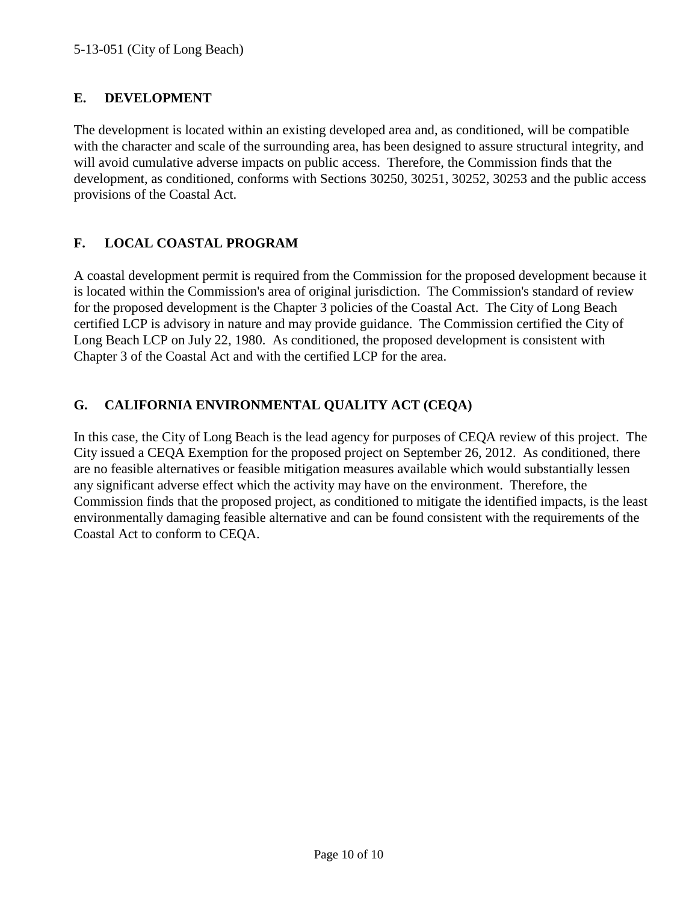## E. DEVELOPMENT

The development is located within an existing developed area and, as conditioned, will be compatible with the character and scale of the surrounding area, has been designed to assure structural integrity, and will avoid cumulative adverse impacts on public access. Therefore, the Commission finds that the development, as conditioned, conforms with Sections 30250, 30251, 30252, 30253 and the public access provisions of the Coastal Act.

## F. LOCAL COASTAL PROGRAM

A coastal development permit is required from the Commission for the proposed development because it is located within the Commission's area of original jurisdiction. The Commission's standard of review for the proposed development is the Chapter 3 policies of the Coastal Act. The City of Long Beach certified LCP is advisory in nature and may provide guidance. The Commission certified the City of Long Beach LCP on July 22, 1980. As conditioned, the proposed development is consistent with Chapter 3 of the Coastal Act and with the certified LCP for the area.

## G. CALIFORNIA ENVIRONMENTAL QUALITY ACT (CEQA)

In this case, the City of Long Beach is the lead agency for purposes of CEQA review of this project. The City issued a CEQA Exemption for the proposed project on September 26, 2012. As conditioned, there are no feasible alternatives or feasible mitigation measures available which would substantially lessen any significant adverse effect which the activity may have on the environment. Therefore, the Commission finds that the proposed project, as conditioned to mitigate the identified impacts, is the least environmentally damaging feasible alternative and can be found consistent with the requirements of the Coastal Act to conform to CEQA.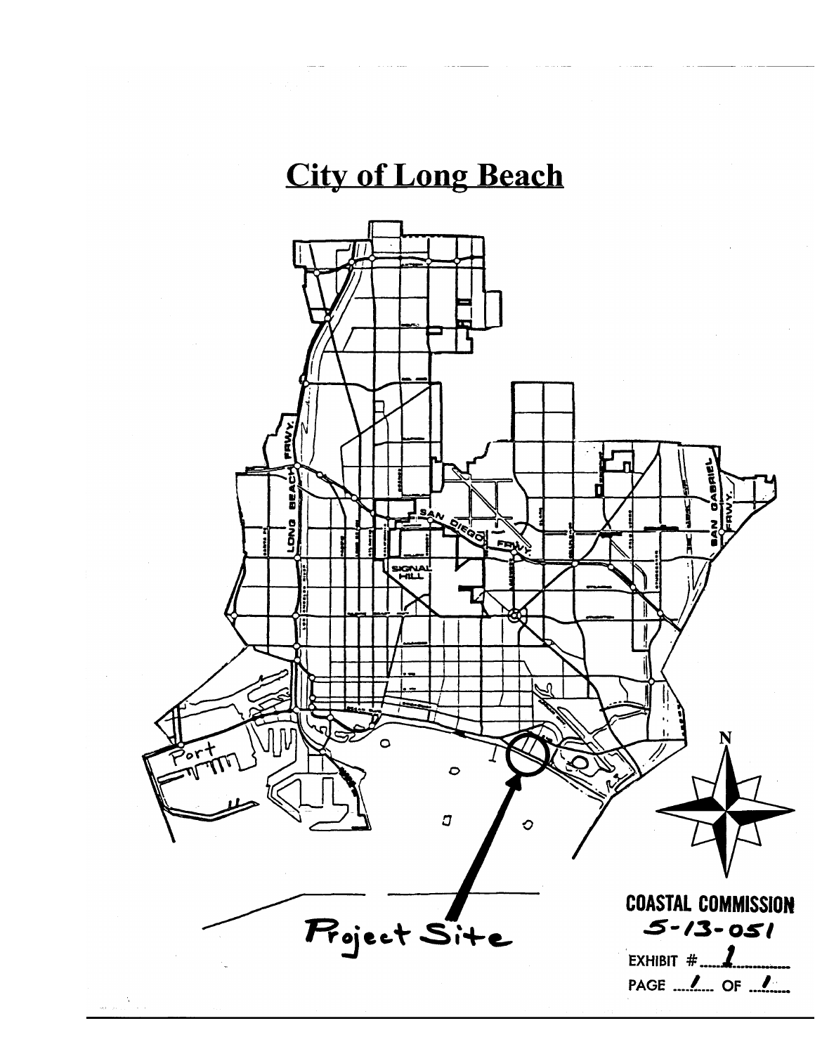# City of Long Beach

LONG BEACH FRWY.

SAN DIEGO FRWY.

SAN GABRIEL FRWY.

SIGNAL HILL

Port

N

Project Site

**COASTAL COMMISSION**

5-13-051

EXHIBIT # 1

PAGE 1 OF 1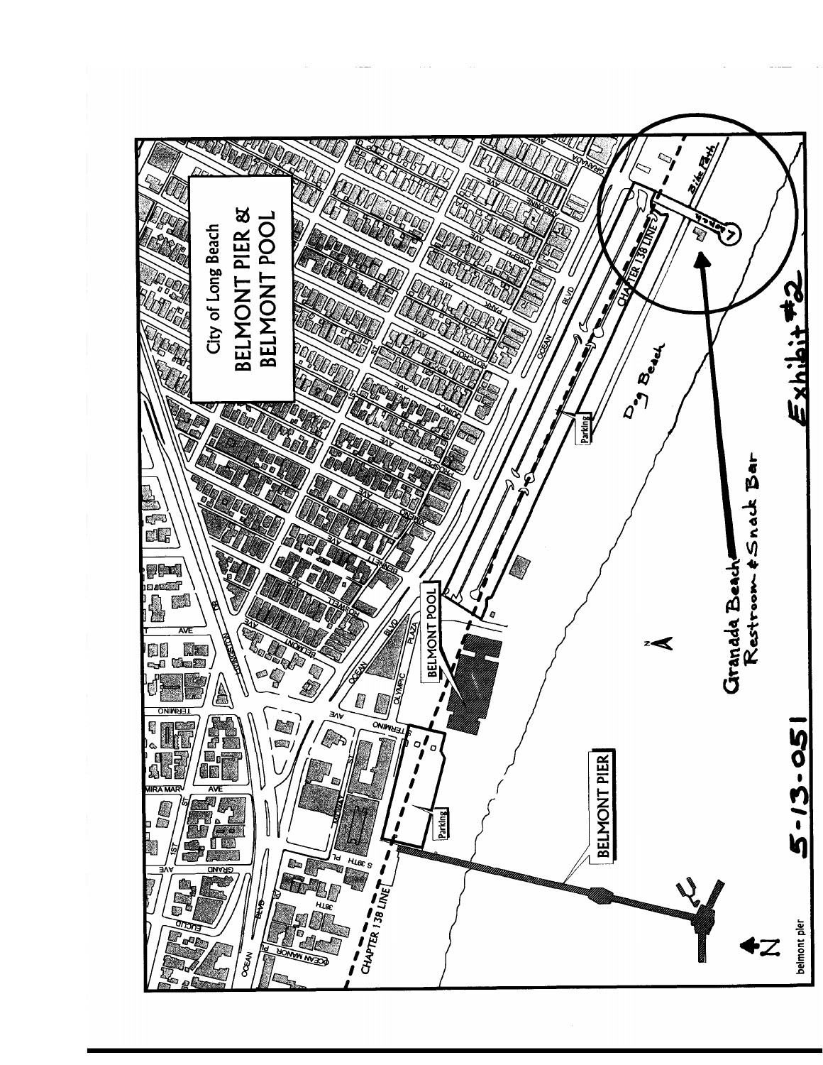City of Long Beach

BELMONT PIER & BELMONT POOL

BELMONT POOL

BELMONT PIER

Parking

Parking

CHAPTER 138 LINE

Dog Beach

Bike Path

Granada Beach Restroom & Snack Bar

5-13-051

Exhibit #2

belmont pier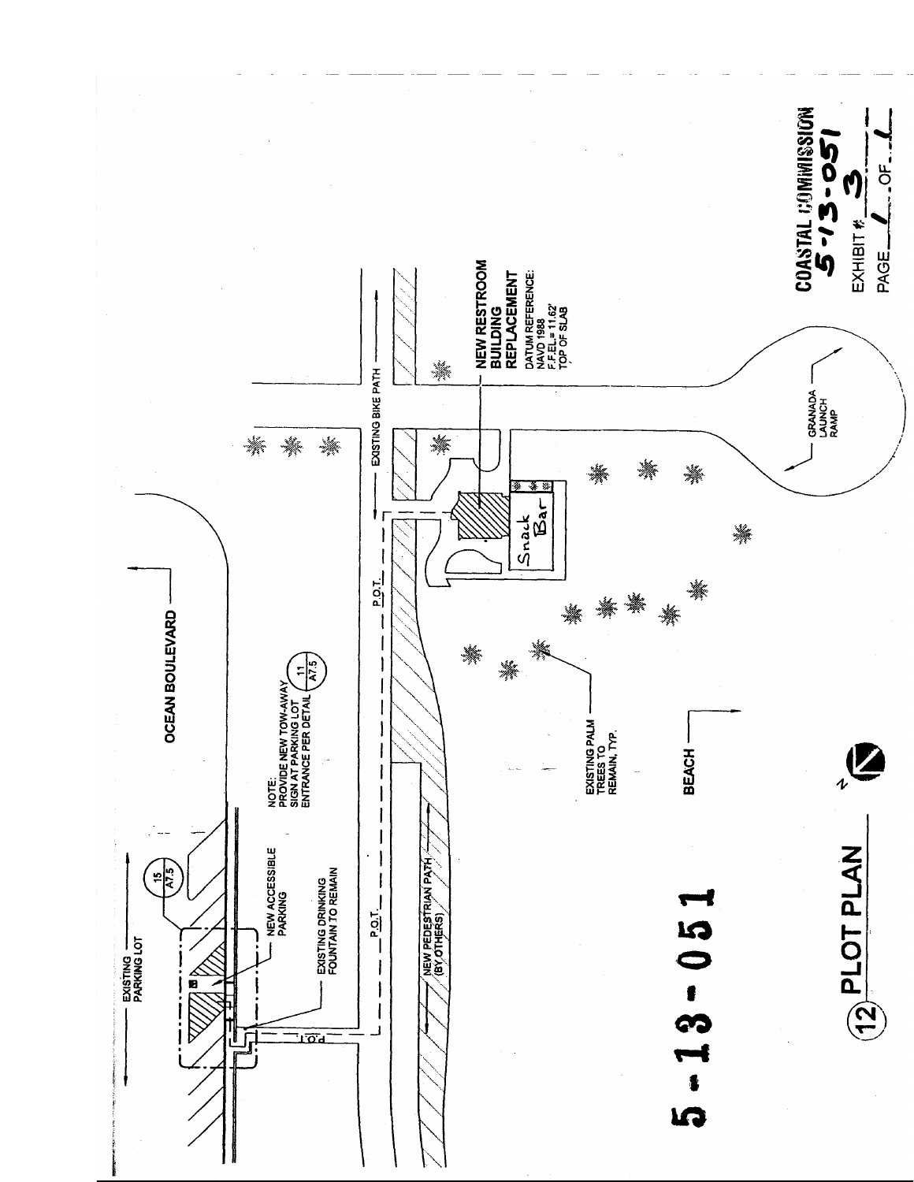EXISTING PARKING LOT

OCEAN BOULEVARD

NOTE: PROVIDE NEW TOW-AWAY SIGN AT PARKING LOT ENTRANCE PER DETAIL 11/A7.5

15/A7.5

NEW ACCESSIBLE PARKING

EXISTING DRINKING FOUNTAIN TO REMAIN

P.O.T.

EXISTING BIKE PATH

NEW PEDESTRIAN PATH (BY OTHERS)

EXISTING PALM TREES TO REMAIN, TYP.

BEACH

Snack Bar

NEW RESTROOM BUILDING REPLACEMENT

DATUM REFERENCE: NAVD 1988 F.F.EL.= 11.62' TOP OF SLAB

GRANADA LAUNCH RAMP

N

5-13-051

12 PLOT PLAN

COASTAL COMMISSION
5-13-051
EXHIBIT # 3
PAGE 1 OF 1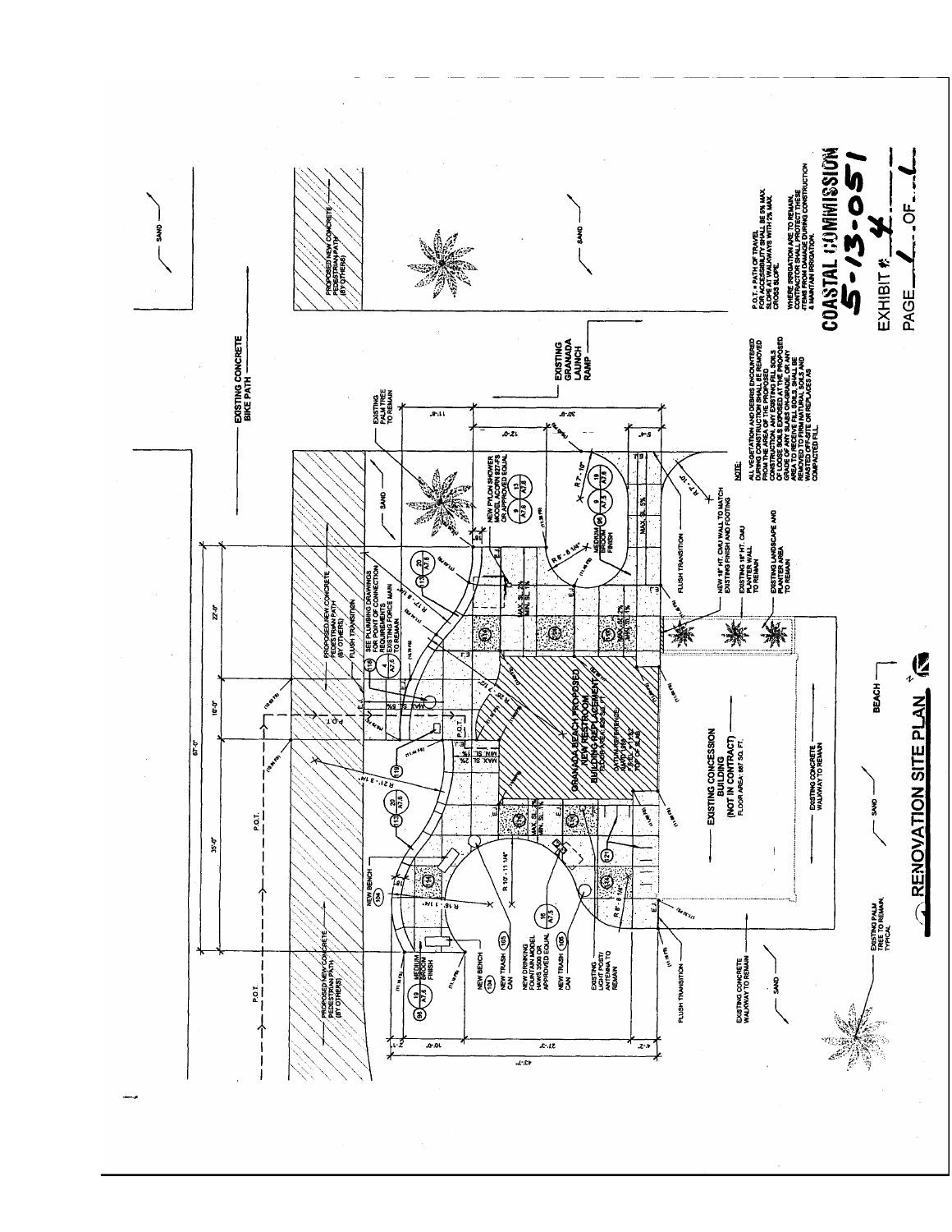EXISTING CONCRETE BIKE PATH

PROPOSED NEW CONCRETE PEDESTRIAN PATH (BY OTHERS)

SAND

EXISTING GRANADA LAUNCH RAMP

EXISTING PALM TREE TO REMAIN

NEW PYLON SHOWER MODEL ACORN 927-FS OR APPROVED EQUAL

SEE PLUMBING DRAWINGS FOR POINT OF CONNECTION REQUIREMENTS

EXISTING FORCE MAIN TO REMAIN

FLUSH TRANSITION

MEDIUM BROOM FINISH

NEW 18" HT. CMU WALL TO MATCH EXISTING FINISH AND FOOTING

EXISTING 18" HT. CMU PLANTER WALL TO REMAIN

EXISTING LANDSCAPE AND PLANTER AREA TO REMAIN

GRANADA BEACH PROPOSED NEW RESTROOM BUILDING REPLACEMENT

EXISTING CONCESSION BUILDING (NOT IN CONTRACT) FLOOR AREA: 887 SQ. FT.

EXISTING CONCRETE WALKWAY TO REMAIN

BEACH

NEW BENCH

NEW TRASH CAN

NEW DRINKING FOUNTAIN MODEL HAWS 3500 OR APPROVED EQUAL

EXISTING LIGHT POST/ ANTENNA TO REMAIN

EXISTING PALM TREE TO REMAIN, TYPICAL

P.O.T.

67'-0"

35'-0"

16'-0"

22'-0"

43'-7"

MAX. SL. 5%

MAX. SL. 2%

MIN. SL. 1%

**NOTE:**

ALL VEGETATION AND DEBRIS ENCOUNTERED DURING CONSTRUCTION SHALL BE REMOVED FROM THE AREA OF THE PROPOSED CONSTRUCTION. ANY EXISTING FILL SOILS OF LOOSE SOILS EXPOSED AT THE PROPOSED GRADE OF ANY SLABS ON GRADE, OR ANY AREA TO RECEIVE FILL SOILS SHALL BE REMOVED TO FIRM NATURAL SOILS AND WASTED OFF-SITE OR REPLACED AS COMPACTED FILL.

P.O.T. = PATH OF TRAVEL FOR ACCESSIBILITY SHALL BE 5% MAX. SLOPE AT WALKWAYS WITH 2% MAX. CROSS SLOPE.

WHERE IRRIGATION ARE TO REMAIN, CONTRACTOR SHALL PROTECT THESE ITEMS FROM DAMAGE DURING CONSTRUCTION & MAINTAIN IRRIGATION.

# RENOVATION SITE PLAN

**COASTAL COMMISSION**

**5-13-051**

EXHIBIT # 4

PAGE 1 OF 1